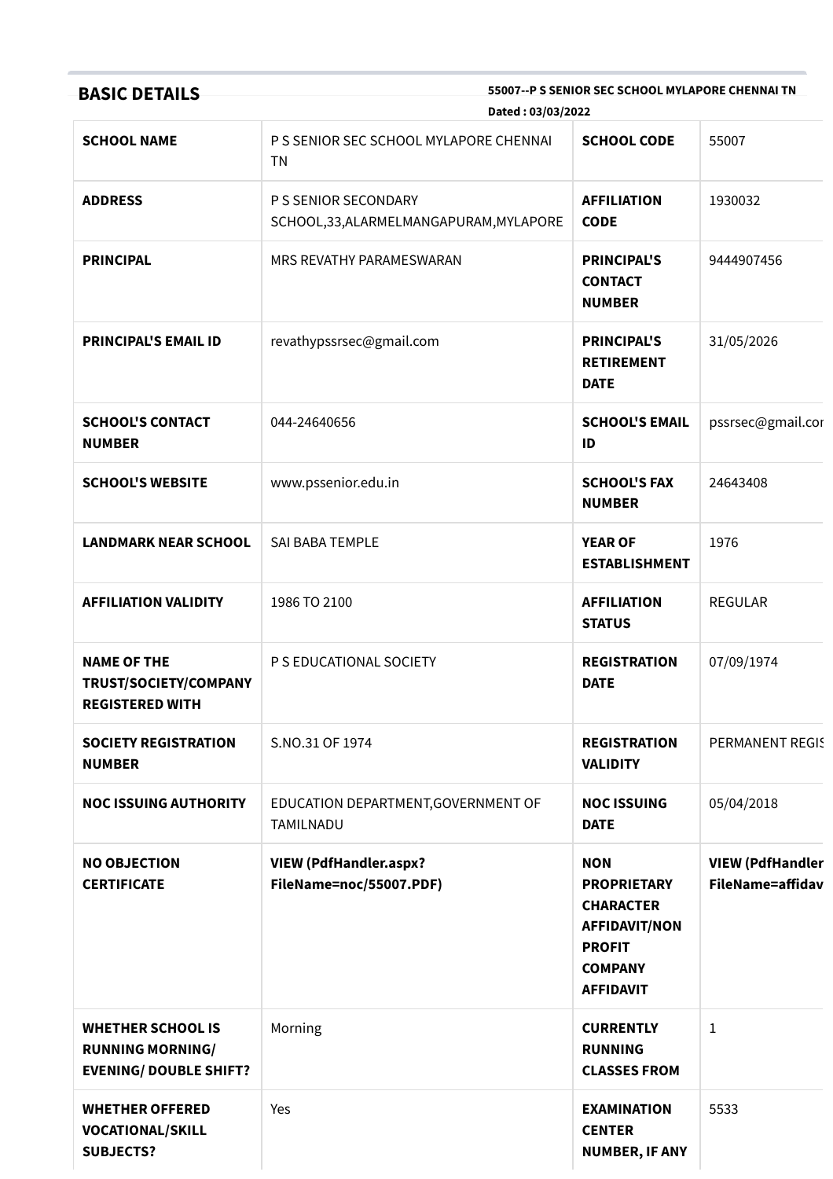## BASIC DETAILS

**55007--P S SENIOR SEC SCHOOL MYLAPORE CHENNAI TN**

**Dated : 03/03/2022**

| | | | |
|---|---|---|---|
| **SCHOOL NAME** | P S SENIOR SEC SCHOOL MYLAPORE CHENNAI TN | **SCHOOL CODE** | 55007 |
| **ADDRESS** | P S SENIOR SECONDARY SCHOOL,33,ALARMELMANGAPURAM,MYLAPORE | **AFFILIATION CODE** | 1930032 |
| **PRINCIPAL** | MRS REVATHY PARAMESWARAN | **PRINCIPAL'S CONTACT NUMBER** | 9444907456 |
| **PRINCIPAL'S EMAIL ID** | revathypssrsec@gmail.com | **PRINCIPAL'S RETIREMENT DATE** | 31/05/2026 |
| **SCHOOL'S CONTACT NUMBER** | 044-24640656 | **SCHOOL'S EMAIL ID** | pssrsec@gmail.co |
| **SCHOOL'S WEBSITE** | www.pssenior.edu.in | **SCHOOL'S FAX NUMBER** | 24643408 |
| **LANDMARK NEAR SCHOOL** | SAI BABA TEMPLE | **YEAR OF ESTABLISHMENT** | 1976 |
| **AFFILIATION VALIDITY** | 1986 TO 2100 | **AFFILIATION STATUS** | REGULAR |
| **NAME OF THE TRUST/SOCIETY/COMPANY REGISTERED WITH** | P S EDUCATIONAL SOCIETY | **REGISTRATION DATE** | 07/09/1974 |
| **SOCIETY REGISTRATION NUMBER** | S.NO.31 OF 1974 | **REGISTRATION VALIDITY** | PERMANENT REGIS |
| **NOC ISSUING AUTHORITY** | EDUCATION DEPARTMENT,GOVERNMENT OF TAMILNADU | **NOC ISSUING DATE** | 05/04/2018 |
| **NO OBJECTION CERTIFICATE** | **VIEW (PdfHandler.aspx?FileName=noc/55007.PDF)** | **NON PROPRIETARY CHARACTER AFFIDAVIT/NON PROFIT COMPANY AFFIDAVIT** | **VIEW (PdfHandler FileName=affidav** |
| **WHETHER SCHOOL IS RUNNING MORNING/ EVENING/ DOUBLE SHIFT?** | Morning | **CURRENTLY RUNNING CLASSES FROM** | 1 |
| **WHETHER OFFERED VOCATIONAL/SKILL SUBJECTS?** | Yes | **EXAMINATION CENTER NUMBER, IF ANY** | 5533 |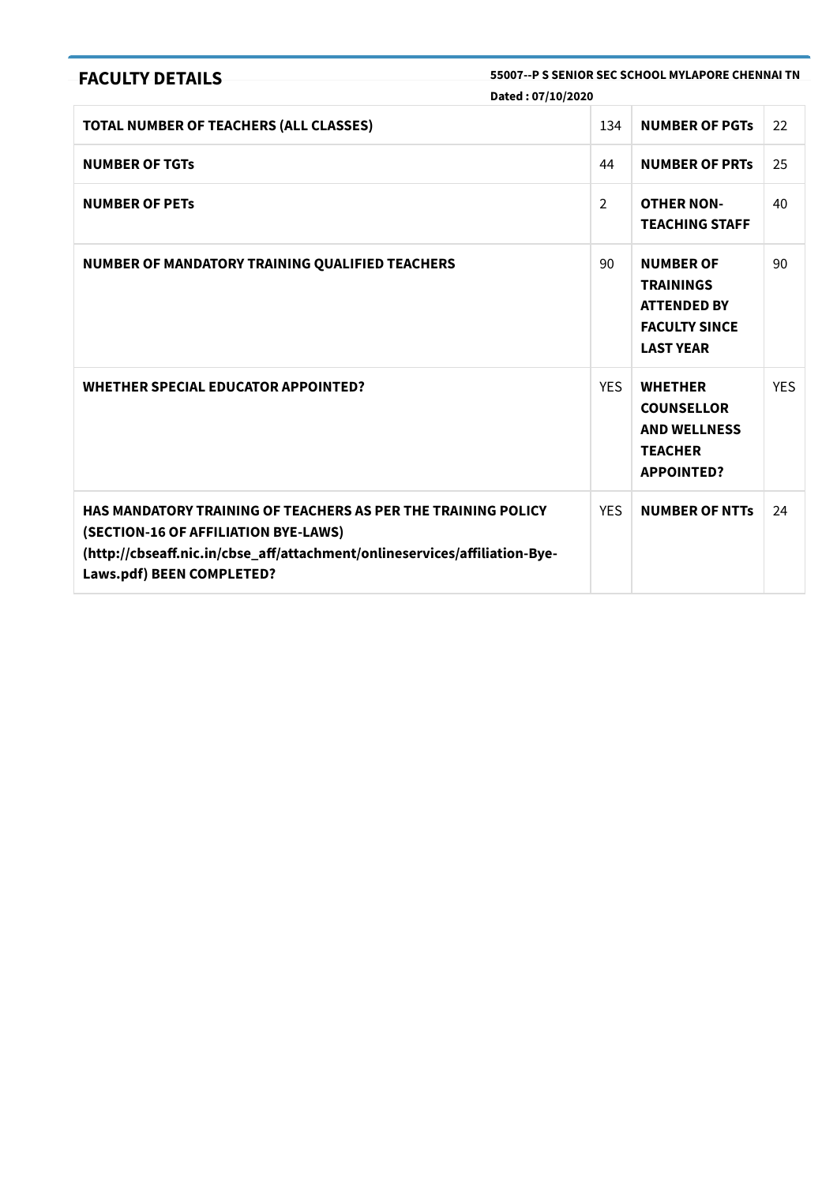## FACULTY DETAILS

**55007--P S SENIOR SEC SCHOOL MYLAPORE CHENNAI TN**

**Dated : 07/10/2020**

| | | | |
|---|---|---|---|
| **TOTAL NUMBER OF TEACHERS (ALL CLASSES)** | 134 | **NUMBER OF PGTs** | 22 |
| **NUMBER OF TGTs** | 44 | **NUMBER OF PRTs** | 25 |
| **NUMBER OF PETs** | 2 | **OTHER NON-TEACHING STAFF** | 40 |
| **NUMBER OF MANDATORY TRAINING QUALIFIED TEACHERS** | 90 | **NUMBER OF TRAININGS ATTENDED BY FACULTY SINCE LAST YEAR** | 90 |
| **WHETHER SPECIAL EDUCATOR APPOINTED?** | YES | **WHETHER COUNSELLOR AND WELLNESS TEACHER APPOINTED?** | YES |
| **HAS MANDATORY TRAINING OF TEACHERS AS PER THE TRAINING POLICY (SECTION-16 OF AFFILIATION BYE-LAWS) (http://cbseaff.nic.in/cbse_aff/attachment/onlineservices/affiliation-Bye-Laws.pdf) BEEN COMPLETED?** | YES | **NUMBER OF NTTs** | 24 |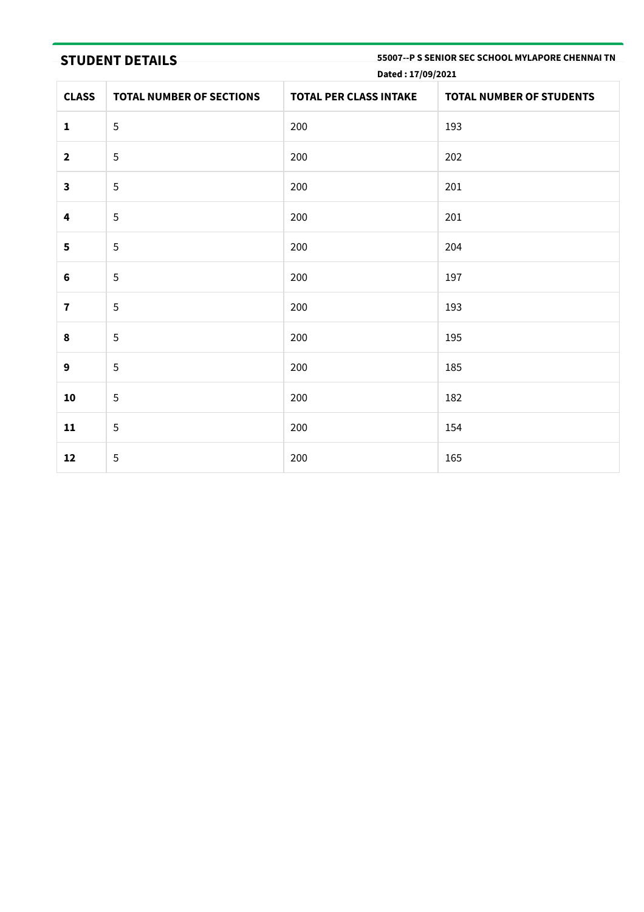## STUDENT DETAILS

**55007--P S SENIOR SEC SCHOOL MYLAPORE CHENNAI TN**

**Dated : 17/09/2021**

| CLASS | TOTAL NUMBER OF SECTIONS | TOTAL PER CLASS INTAKE | TOTAL NUMBER OF STUDENTS |
|---|---|---|---|
| **1** | 5 | 200 | 193 |
| **2** | 5 | 200 | 202 |
| **3** | 5 | 200 | 201 |
| **4** | 5 | 200 | 201 |
| **5** | 5 | 200 | 204 |
| **6** | 5 | 200 | 197 |
| **7** | 5 | 200 | 193 |
| **8** | 5 | 200 | 195 |
| **9** | 5 | 200 | 185 |
| **10** | 5 | 200 | 182 |
| **11** | 5 | 200 | 154 |
| **12** | 5 | 200 | 165 |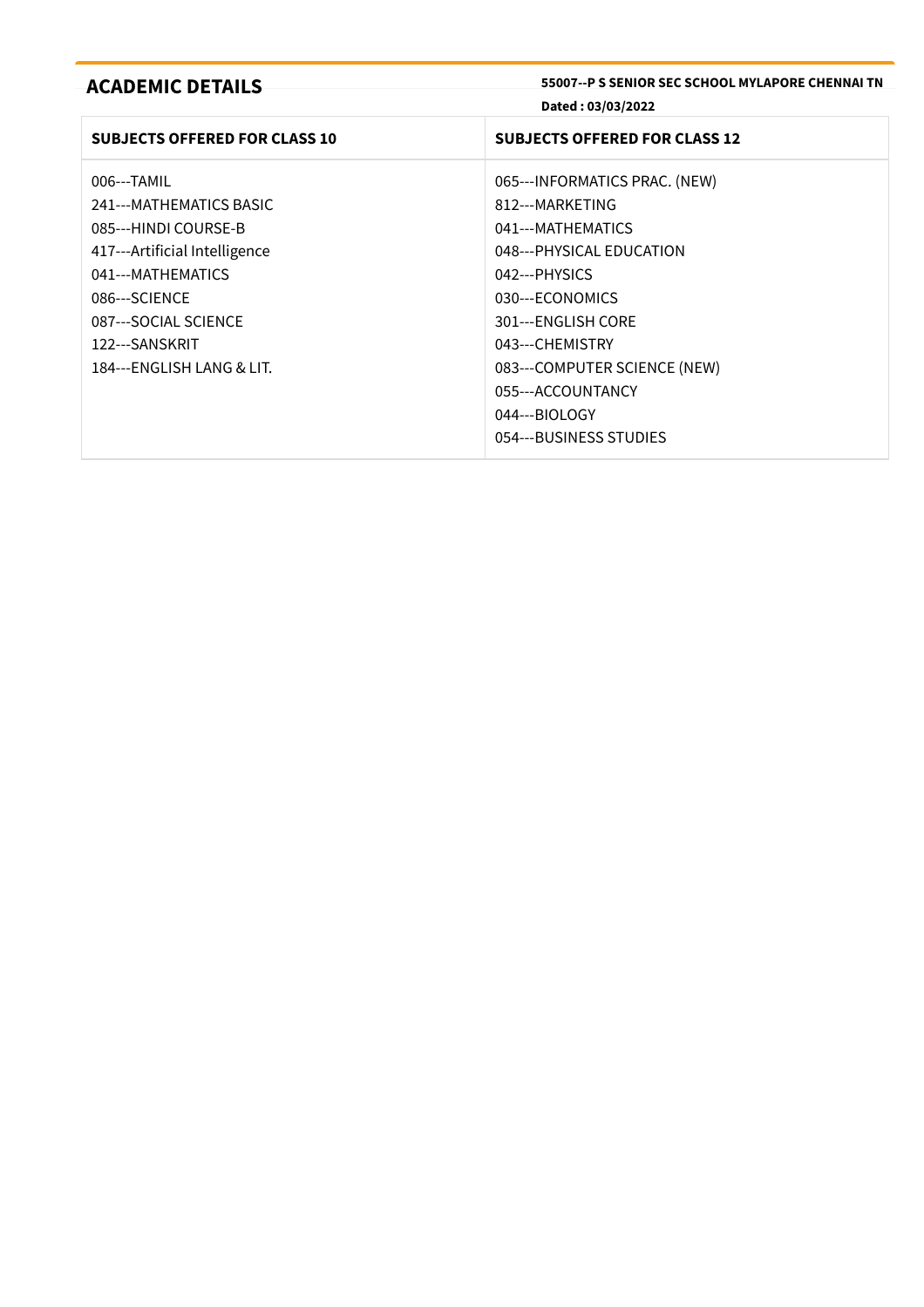## ACADEMIC DETAILS

**55007--P S SENIOR SEC SCHOOL MYLAPORE CHENNAI TN**

**Dated : 03/03/2022**

| SUBJECTS OFFERED FOR CLASS 10 | SUBJECTS OFFERED FOR CLASS 12 |
|---|---|
| 006---TAMIL | 065---INFORMATICS PRAC. (NEW) |
| 241---MATHEMATICS BASIC | 812---MARKETING |
| 085---HINDI COURSE-B | 041---MATHEMATICS |
| 417---Artificial Intelligence | 048---PHYSICAL EDUCATION |
| 041---MATHEMATICS | 042---PHYSICS |
| 086---SCIENCE | 030---ECONOMICS |
| 087---SOCIAL SCIENCE | 301---ENGLISH CORE |
| 122---SANSKRIT | 043---CHEMISTRY |
| 184---ENGLISH LANG & LIT. | 083---COMPUTER SCIENCE (NEW) |
| | 055---ACCOUNTANCY |
| | 044---BIOLOGY |
| | 054---BUSINESS STUDIES |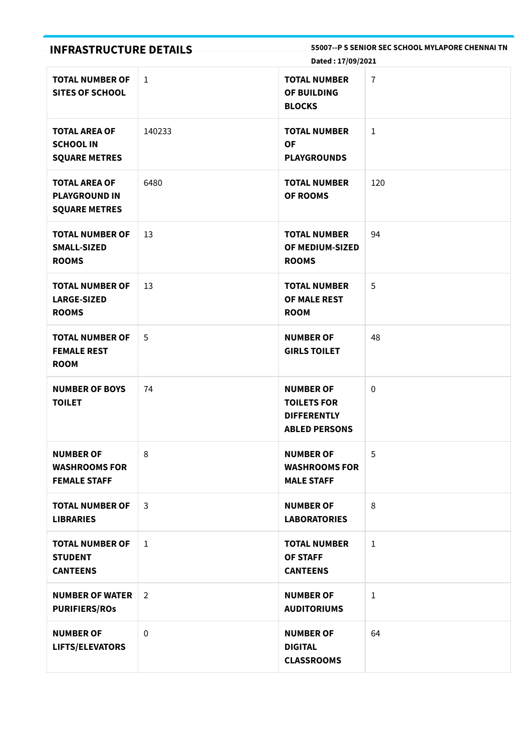## INFRASTRUCTURE DETAILS

**55007--P S SENIOR SEC SCHOOL MYLAPORE CHENNAI TN**

**Dated : 17/09/2021**

| | | | |
|---|---|---|---|
| **TOTAL NUMBER OF SITES OF SCHOOL** | 1 | **TOTAL NUMBER OF BUILDING BLOCKS** | 7 |
| **TOTAL AREA OF SCHOOL IN SQUARE METRES** | 140233 | **TOTAL NUMBER OF PLAYGROUNDS** | 1 |
| **TOTAL AREA OF PLAYGROUND IN SQUARE METRES** | 6480 | **TOTAL NUMBER OF ROOMS** | 120 |
| **TOTAL NUMBER OF SMALL-SIZED ROOMS** | 13 | **TOTAL NUMBER OF MEDIUM-SIZED ROOMS** | 94 |
| **TOTAL NUMBER OF LARGE-SIZED ROOMS** | 13 | **TOTAL NUMBER OF MALE REST ROOM** | 5 |
| **TOTAL NUMBER OF FEMALE REST ROOM** | 5 | **NUMBER OF GIRLS TOILET** | 48 |
| **NUMBER OF BOYS TOILET** | 74 | **NUMBER OF TOILETS FOR DIFFERENTLY ABLED PERSONS** | 0 |
| **NUMBER OF WASHROOMS FOR FEMALE STAFF** | 8 | **NUMBER OF WASHROOMS FOR MALE STAFF** | 5 |
| **TOTAL NUMBER OF LIBRARIES** | 3 | **NUMBER OF LABORATORIES** | 8 |
| **TOTAL NUMBER OF STUDENT CANTEENS** | 1 | **TOTAL NUMBER OF STAFF CANTEENS** | 1 |
| **NUMBER OF WATER PURIFIERS/ROs** | 2 | **NUMBER OF AUDITORIUMS** | 1 |
| **NUMBER OF LIFTS/ELEVATORS** | 0 | **NUMBER OF DIGITAL CLASSROOMS** | 64 |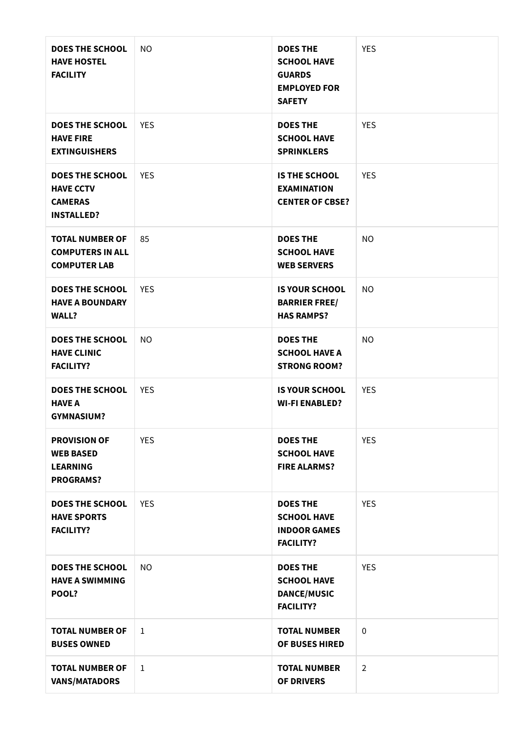| | | | |
|---|---|---|---|
| **DOES THE SCHOOL HAVE HOSTEL FACILITY** | NO | **DOES THE SCHOOL HAVE GUARDS EMPLOYED FOR SAFETY** | YES |
| **DOES THE SCHOOL HAVE FIRE EXTINGUISHERS** | YES | **DOES THE SCHOOL HAVE SPRINKLERS** | YES |
| **DOES THE SCHOOL HAVE CCTV CAMERAS INSTALLED?** | YES | **IS THE SCHOOL EXAMINATION CENTER OF CBSE?** | YES |
| **TOTAL NUMBER OF COMPUTERS IN ALL COMPUTER LAB** | 85 | **DOES THE SCHOOL HAVE WEB SERVERS** | NO |
| **DOES THE SCHOOL HAVE A BOUNDARY WALL?** | YES | **IS YOUR SCHOOL BARRIER FREE/ HAS RAMPS?** | NO |
| **DOES THE SCHOOL HAVE CLINIC FACILITY?** | NO | **DOES THE SCHOOL HAVE A STRONG ROOM?** | NO |
| **DOES THE SCHOOL HAVE A GYMNASIUM?** | YES | **IS YOUR SCHOOL WI-FI ENABLED?** | YES |
| **PROVISION OF WEB BASED LEARNING PROGRAMS?** | YES | **DOES THE SCHOOL HAVE FIRE ALARMS?** | YES |
| **DOES THE SCHOOL HAVE SPORTS FACILITY?** | YES | **DOES THE SCHOOL HAVE INDOOR GAMES FACILITY?** | YES |
| **DOES THE SCHOOL HAVE A SWIMMING POOL?** | NO | **DOES THE SCHOOL HAVE DANCE/MUSIC FACILITY?** | YES |
| **TOTAL NUMBER OF BUSES OWNED** | 1 | **TOTAL NUMBER OF BUSES HIRED** | 0 |
| **TOTAL NUMBER OF VANS/MATADORS** | 1 | **TOTAL NUMBER OF DRIVERS** | 2 |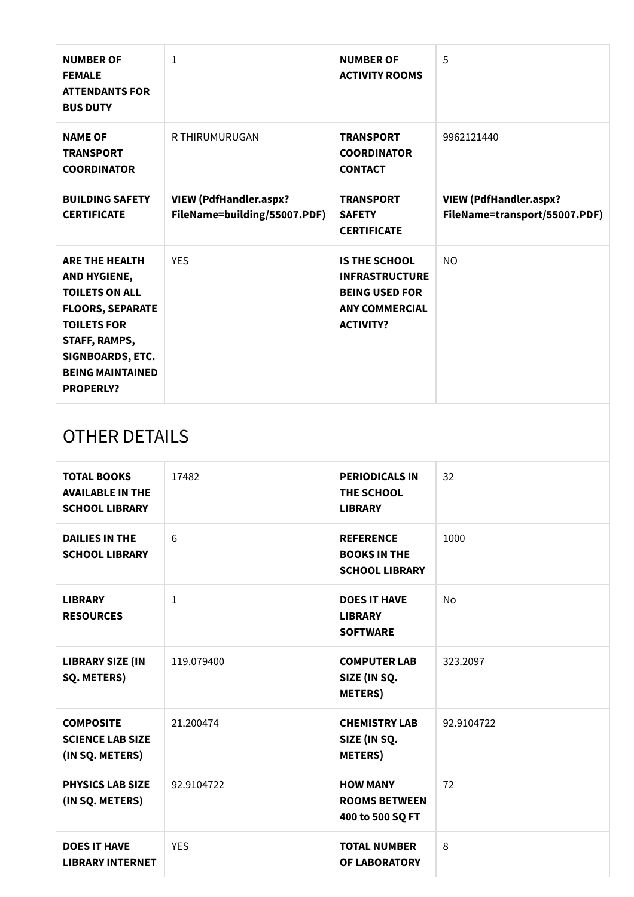| | | | |
|---|---|---|---|
| **NUMBER OF FEMALE ATTENDANTS FOR BUS DUTY** | 1 | **NUMBER OF ACTIVITY ROOMS** | 5 |
| **NAME OF TRANSPORT COORDINATOR** | R THIRUMURUGAN | **TRANSPORT COORDINATOR CONTACT** | 9962121440 |
| **BUILDING SAFETY CERTIFICATE** | **VIEW (PdfHandler.aspx?FileName=building/55007.PDF)** | **TRANSPORT SAFETY CERTIFICATE** | **VIEW (PdfHandler.aspx?FileName=transport/55007.PDF)** |
| **ARE THE HEALTH AND HYGIENE, TOILETS ON ALL FLOORS, SEPARATE TOILETS FOR STAFF, RAMPS, SIGNBOARDS, ETC. BEING MAINTAINED PROPERLY?** | YES | **IS THE SCHOOL INFRASTRUCTURE BEING USED FOR ANY COMMERCIAL ACTIVITY?** | NO |

## OTHER DETAILS

| | | | |
|---|---|---|---|
| **TOTAL BOOKS AVAILABLE IN THE SCHOOL LIBRARY** | 17482 | **PERIODICALS IN THE SCHOOL LIBRARY** | 32 |
| **DAILIES IN THE SCHOOL LIBRARY** | 6 | **REFERENCE BOOKS IN THE SCHOOL LIBRARY** | 1000 |
| **LIBRARY RESOURCES** | 1 | **DOES IT HAVE LIBRARY SOFTWARE** | No |
| **LIBRARY SIZE (IN SQ. METERS)** | 119.079400 | **COMPUTER LAB SIZE (IN SQ. METERS)** | 323.2097 |
| **COMPOSITE SCIENCE LAB SIZE (IN SQ. METERS)** | 21.200474 | **CHEMISTRY LAB SIZE (IN SQ. METERS)** | 92.9104722 |
| **PHYSICS LAB SIZE (IN SQ. METERS)** | 92.9104722 | **HOW MANY ROOMS BETWEEN 400 to 500 SQ FT** | 72 |
| **DOES IT HAVE LIBRARY INTERNET** | YES | **TOTAL NUMBER OF LABORATORY** | 8 |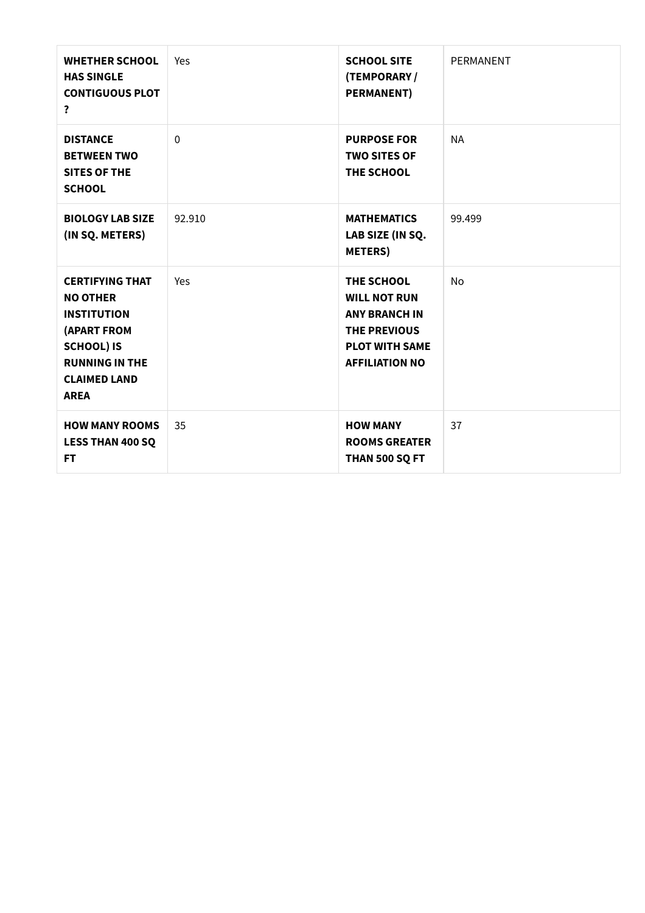| | | | |
|---|---|---|---|
| **WHETHER SCHOOL HAS SINGLE CONTIGUOUS PLOT ?** | Yes | **SCHOOL SITE (TEMPORARY / PERMANENT)** | PERMANENT |
| **DISTANCE BETWEEN TWO SITES OF THE SCHOOL** | 0 | **PURPOSE FOR TWO SITES OF THE SCHOOL** | NA |
| **BIOLOGY LAB SIZE (IN SQ. METERS)** | 92.910 | **MATHEMATICS LAB SIZE (IN SQ. METERS)** | 99.499 |
| **CERTIFYING THAT NO OTHER INSTITUTION (APART FROM SCHOOL) IS RUNNING IN THE CLAIMED LAND AREA** | Yes | **THE SCHOOL WILL NOT RUN ANY BRANCH IN THE PREVIOUS PLOT WITH SAME AFFILIATION NO** | No |
| **HOW MANY ROOMS LESS THAN 400 SQ FT** | 35 | **HOW MANY ROOMS GREATER THAN 500 SQ FT** | 37 |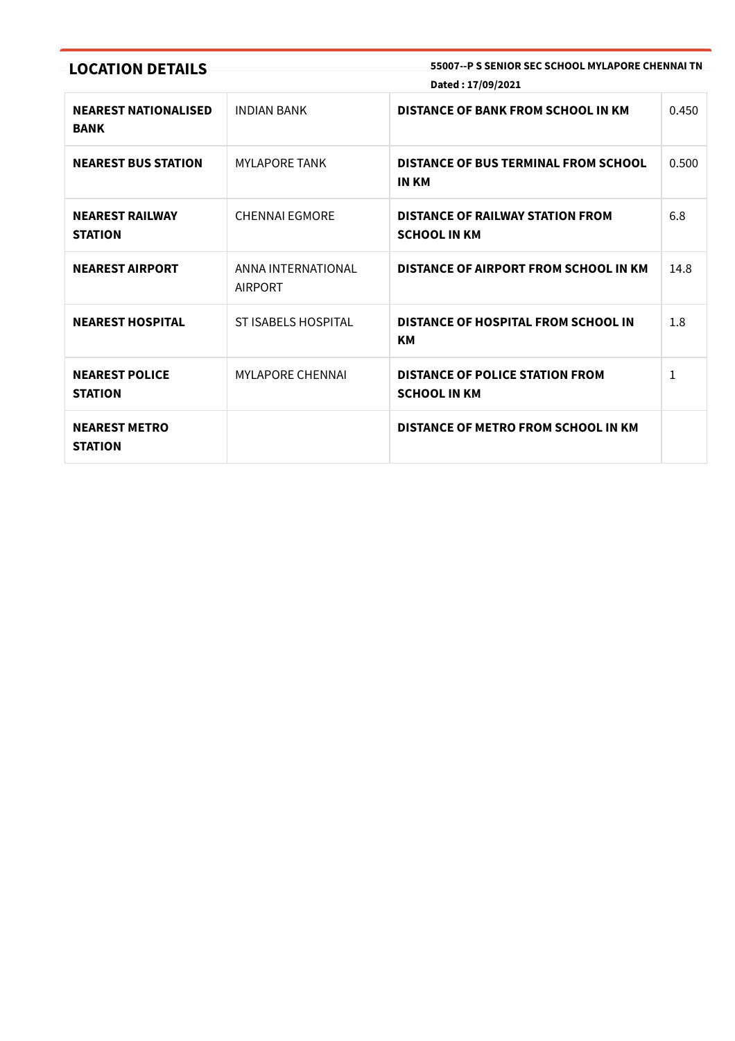## LOCATION DETAILS

**55007--P S SENIOR SEC SCHOOL MYLAPORE CHENNAI TN**

**Dated : 17/09/2021**

| | | | |
|---|---|---|---|
| **NEAREST NATIONALISED BANK** | INDIAN BANK | **DISTANCE OF BANK FROM SCHOOL IN KM** | 0.450 |
| **NEAREST BUS STATION** | MYLAPORE TANK | **DISTANCE OF BUS TERMINAL FROM SCHOOL IN KM** | 0.500 |
| **NEAREST RAILWAY STATION** | CHENNAI EGMORE | **DISTANCE OF RAILWAY STATION FROM SCHOOL IN KM** | 6.8 |
| **NEAREST AIRPORT** | ANNA INTERNATIONAL AIRPORT | **DISTANCE OF AIRPORT FROM SCHOOL IN KM** | 14.8 |
| **NEAREST HOSPITAL** | ST ISABELS HOSPITAL | **DISTANCE OF HOSPITAL FROM SCHOOL IN KM** | 1.8 |
| **NEAREST POLICE STATION** | MYLAPORE CHENNAI | **DISTANCE OF POLICE STATION FROM SCHOOL IN KM** | 1 |
| **NEAREST METRO STATION** | | **DISTANCE OF METRO FROM SCHOOL IN KM** | |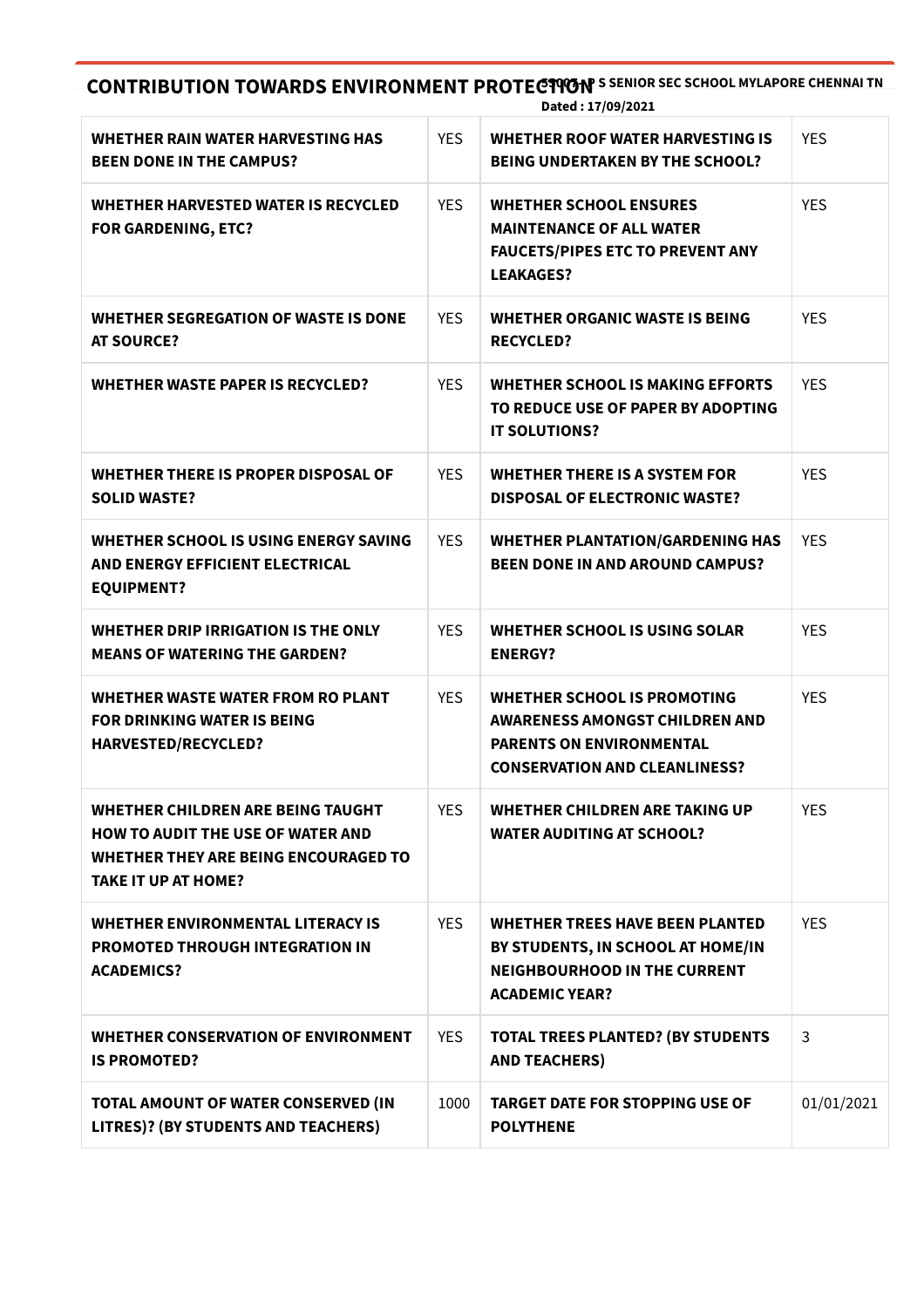## CONTRIBUTION TOWARDS ENVIRONMENT PROTECTION

**55007-P S SENIOR SEC SCHOOL MYLAPORE CHENNAI TN**
**Dated : 17/09/2021**

| | | | |
|---|---|---|---|
| **WHETHER RAIN WATER HARVESTING HAS BEEN DONE IN THE CAMPUS?** | YES | **WHETHER ROOF WATER HARVESTING IS BEING UNDERTAKEN BY THE SCHOOL?** | YES |
| **WHETHER HARVESTED WATER IS RECYCLED FOR GARDENING, ETC?** | YES | **WHETHER SCHOOL ENSURES MAINTENANCE OF ALL WATER FAUCETS/PIPES ETC TO PREVENT ANY LEAKAGES?** | YES |
| **WHETHER SEGREGATION OF WASTE IS DONE AT SOURCE?** | YES | **WHETHER ORGANIC WASTE IS BEING RECYCLED?** | YES |
| **WHETHER WASTE PAPER IS RECYCLED?** | YES | **WHETHER SCHOOL IS MAKING EFFORTS TO REDUCE USE OF PAPER BY ADOPTING IT SOLUTIONS?** | YES |
| **WHETHER THERE IS PROPER DISPOSAL OF SOLID WASTE?** | YES | **WHETHER THERE IS A SYSTEM FOR DISPOSAL OF ELECTRONIC WASTE?** | YES |
| **WHETHER SCHOOL IS USING ENERGY SAVING AND ENERGY EFFICIENT ELECTRICAL EQUIPMENT?** | YES | **WHETHER PLANTATION/GARDENING HAS BEEN DONE IN AND AROUND CAMPUS?** | YES |
| **WHETHER DRIP IRRIGATION IS THE ONLY MEANS OF WATERING THE GARDEN?** | YES | **WHETHER SCHOOL IS USING SOLAR ENERGY?** | YES |
| **WHETHER WASTE WATER FROM RO PLANT FOR DRINKING WATER IS BEING HARVESTED/RECYCLED?** | YES | **WHETHER SCHOOL IS PROMOTING AWARENESS AMONGST CHILDREN AND PARENTS ON ENVIRONMENTAL CONSERVATION AND CLEANLINESS?** | YES |
| **WHETHER CHILDREN ARE BEING TAUGHT HOW TO AUDIT THE USE OF WATER AND WHETHER THEY ARE BEING ENCOURAGED TO TAKE IT UP AT HOME?** | YES | **WHETHER CHILDREN ARE TAKING UP WATER AUDITING AT SCHOOL?** | YES |
| **WHETHER ENVIRONMENTAL LITERACY IS PROMOTED THROUGH INTEGRATION IN ACADEMICS?** | YES | **WHETHER TREES HAVE BEEN PLANTED BY STUDENTS, IN SCHOOL AT HOME/IN NEIGHBOURHOOD IN THE CURRENT ACADEMIC YEAR?** | YES |
| **WHETHER CONSERVATION OF ENVIRONMENT IS PROMOTED?** | YES | **TOTAL TREES PLANTED? (BY STUDENTS AND TEACHERS)** | 3 |
| **TOTAL AMOUNT OF WATER CONSERVED (IN LITRES)? (BY STUDENTS AND TEACHERS)** | 1000 | **TARGET DATE FOR STOPPING USE OF POLYTHENE** | 01/01/2021 |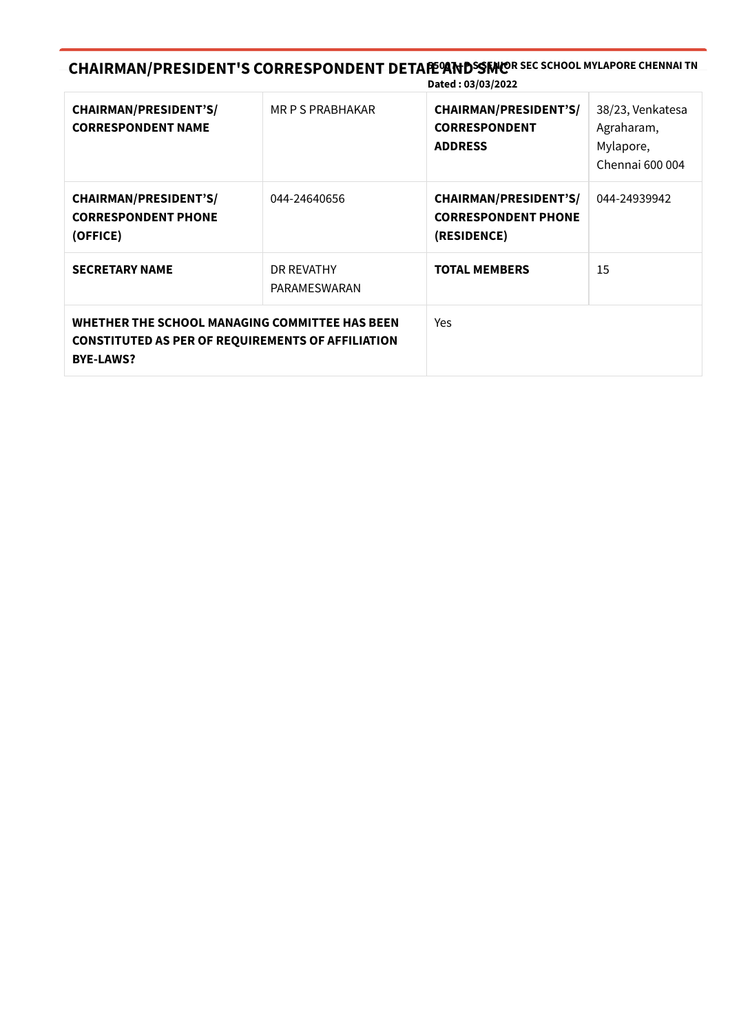## CHAIRMAN/PRESIDENT'S CORRESPONDENT DETAIL AND SMC

**P S SENIOR SEC SCHOOL MYLAPORE CHENNAI TN**

**Dated : 03/03/2022**

| | | | |
|---|---|---|---|
| **CHAIRMAN/PRESIDENT'S/ CORRESPONDENT NAME** | MR P S PRABHAKAR | **CHAIRMAN/PRESIDENT'S/ CORRESPONDENT ADDRESS** | 38/23, Venkatesa Agraharam, Mylapore, Chennai 600 004 |
| **CHAIRMAN/PRESIDENT'S/ CORRESPONDENT PHONE (OFFICE)** | 044-24640656 | **CHAIRMAN/PRESIDENT'S/ CORRESPONDENT PHONE (RESIDENCE)** | 044-24939942 |
| **SECRETARY NAME** | DR REVATHY PARAMESWARAN | **TOTAL MEMBERS** | 15 |
| **WHETHER THE SCHOOL MANAGING COMMITTEE HAS BEEN CONSTITUTED AS PER OF REQUIREMENTS OF AFFILIATION BYE-LAWS?** | | Yes | |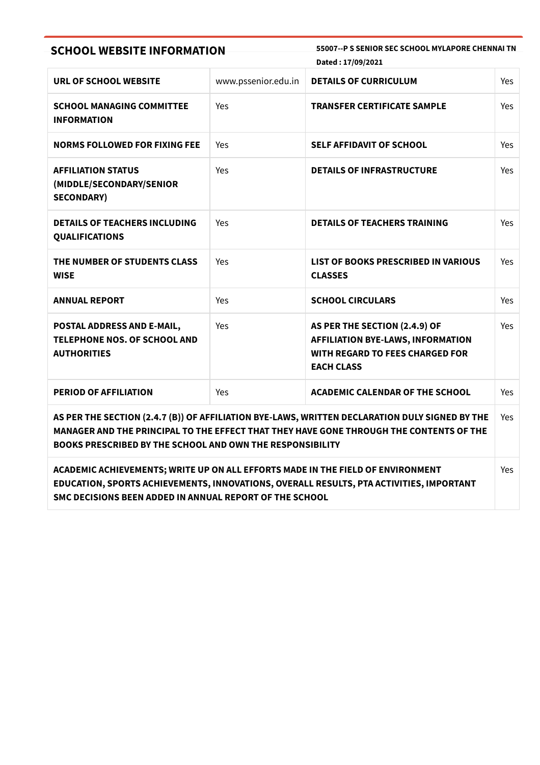## SCHOOL WEBSITE INFORMATION

**55007--P S SENIOR SEC SCHOOL MYLAPORE CHENNAI TN**

**Dated : 17/09/2021**

| | | | |
|---|---|---|---|
| **URL OF SCHOOL WEBSITE** | www.pssenior.edu.in | **DETAILS OF CURRICULUM** | Yes |
| **SCHOOL MANAGING COMMITTEE INFORMATION** | Yes | **TRANSFER CERTIFICATE SAMPLE** | Yes |
| **NORMS FOLLOWED FOR FIXING FEE** | Yes | **SELF AFFIDAVIT OF SCHOOL** | Yes |
| **AFFILIATION STATUS (MIDDLE/SECONDARY/SENIOR SECONDARY)** | Yes | **DETAILS OF INFRASTRUCTURE** | Yes |
| **DETAILS OF TEACHERS INCLUDING QUALIFICATIONS** | Yes | **DETAILS OF TEACHERS TRAINING** | Yes |
| **THE NUMBER OF STUDENTS CLASS WISE** | Yes | **LIST OF BOOKS PRESCRIBED IN VARIOUS CLASSES** | Yes |
| **ANNUAL REPORT** | Yes | **SCHOOL CIRCULARS** | Yes |
| **POSTAL ADDRESS AND E-MAIL, TELEPHONE NOS. OF SCHOOL AND AUTHORITIES** | Yes | **AS PER THE SECTION (2.4.9) OF AFFILIATION BYE-LAWS, INFORMATION WITH REGARD TO FEES CHARGED FOR EACH CLASS** | Yes |
| **PERIOD OF AFFILIATION** | Yes | **ACADEMIC CALENDAR OF THE SCHOOL** | Yes |

| | |
|---|---|
| **AS PER THE SECTION (2.4.7 (B)) OF AFFILIATION BYE-LAWS, WRITTEN DECLARATION DULY SIGNED BY THE MANAGER AND THE PRINCIPAL TO THE EFFECT THAT THEY HAVE GONE THROUGH THE CONTENTS OF THE BOOKS PRESCRIBED BY THE SCHOOL AND OWN THE RESPONSIBILITY** | Yes |
| **ACADEMIC ACHIEVEMENTS; WRITE UP ON ALL EFFORTS MADE IN THE FIELD OF ENVIRONMENT EDUCATION, SPORTS ACHIEVEMENTS, INNOVATIONS, OVERALL RESULTS, PTA ACTIVITIES, IMPORTANT SMC DECISIONS BEEN ADDED IN ANNUAL REPORT OF THE SCHOOL** | Yes |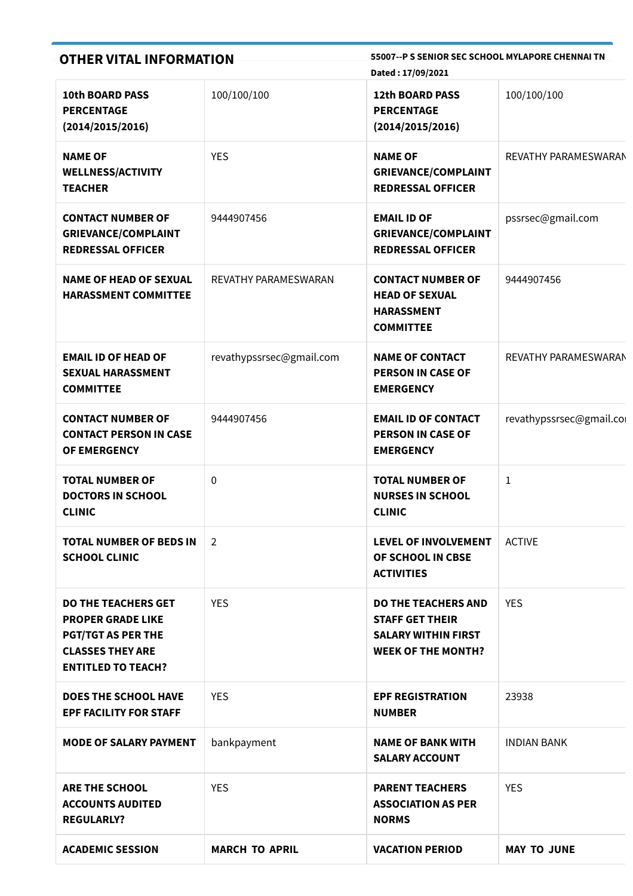## OTHER VITAL INFORMATION

**55007--P S SENIOR SEC SCHOOL MYLAPORE CHENNAI TN**

**Dated : 17/09/2021**

| | | | |
|---|---|---|---|
| **10th BOARD PASS PERCENTAGE (2014/2015/2016)** | 100/100/100 | **12th BOARD PASS PERCENTAGE (2014/2015/2016)** | 100/100/100 |
| **NAME OF WELLNESS/ACTIVITY TEACHER** | YES | **NAME OF GRIEVANCE/COMPLAINT REDRESSAL OFFICER** | REVATHY PARAMESWARAN |
| **CONTACT NUMBER OF GRIEVANCE/COMPLAINT REDRESSAL OFFICER** | 9444907456 | **EMAIL ID OF GRIEVANCE/COMPLAINT REDRESSAL OFFICER** | pssrsec@gmail.com |
| **NAME OF HEAD OF SEXUAL HARASSMENT COMMITTEE** | REVATHY PARAMESWARAN | **CONTACT NUMBER OF HEAD OF SEXUAL HARASSMENT COMMITTEE** | 9444907456 |
| **EMAIL ID OF HEAD OF SEXUAL HARASSMENT COMMITTEE** | revathypssrsec@gmail.com | **NAME OF CONTACT PERSON IN CASE OF EMERGENCY** | REVATHY PARAMESWARAN |
| **CONTACT NUMBER OF CONTACT PERSON IN CASE OF EMERGENCY** | 9444907456 | **EMAIL ID OF CONTACT PERSON IN CASE OF EMERGENCY** | revathypssrsec@gmail.com |
| **TOTAL NUMBER OF DOCTORS IN SCHOOL CLINIC** | 0 | **TOTAL NUMBER OF NURSES IN SCHOOL CLINIC** | 1 |
| **TOTAL NUMBER OF BEDS IN SCHOOL CLINIC** | 2 | **LEVEL OF INVOLVEMENT OF SCHOOL IN CBSE ACTIVITIES** | ACTIVE |
| **DO THE TEACHERS GET PROPER GRADE LIKE PGT/TGT AS PER THE CLASSES THEY ARE ENTITLED TO TEACH?** | YES | **DO THE TEACHERS AND STAFF GET THEIR SALARY WITHIN FIRST WEEK OF THE MONTH?** | YES |
| **DOES THE SCHOOL HAVE EPF FACILITY FOR STAFF** | YES | **EPF REGISTRATION NUMBER** | 23938 |
| **MODE OF SALARY PAYMENT** | bankpayment | **NAME OF BANK WITH SALARY ACCOUNT** | INDIAN BANK |
| **ARE THE SCHOOL ACCOUNTS AUDITED REGULARLY?** | YES | **PARENT TEACHERS ASSOCIATION AS PER NORMS** | YES |
| **ACADEMIC SESSION** | **MARCH TO APRIL** | **VACATION PERIOD** | **MAY TO JUNE** |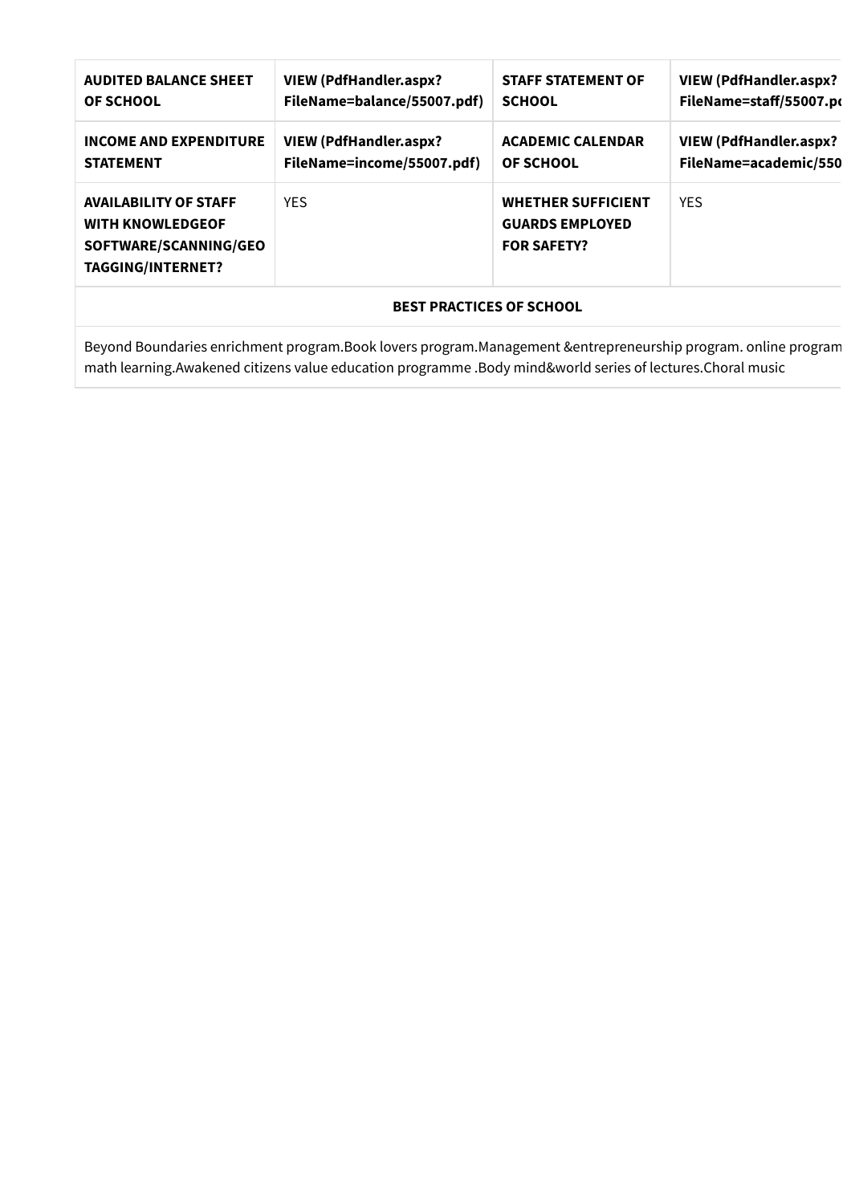| | | | |
|---|---|---|---|
| **AUDITED BALANCE SHEET OF SCHOOL** | **VIEW (PdfHandler.aspx?FileName=balance/55007.pdf)** | **STAFF STATEMENT OF SCHOOL** | **VIEW (PdfHandler.aspx?FileName=staff/55007.pd** |
| **INCOME AND EXPENDITURE STATEMENT** | **VIEW (PdfHandler.aspx?FileName=income/55007.pdf)** | **ACADEMIC CALENDAR OF SCHOOL** | **VIEW (PdfHandler.aspx?FileName=academic/550** |
| **AVAILABILITY OF STAFF WITH KNOWLEDGEOF SOFTWARE/SCANNING/GEO TAGGING/INTERNET?** | YES | **WHETHER SUFFICIENT GUARDS EMPLOYED FOR SAFETY?** | YES |

| **BEST PRACTICES OF SCHOOL** |
|---|
| Beyond Boundaries enrichment program.Book lovers program.Management &entrepreneurship program. online program math learning.Awakened citizens value education programme .Body mind&world series of lectures.Choral music |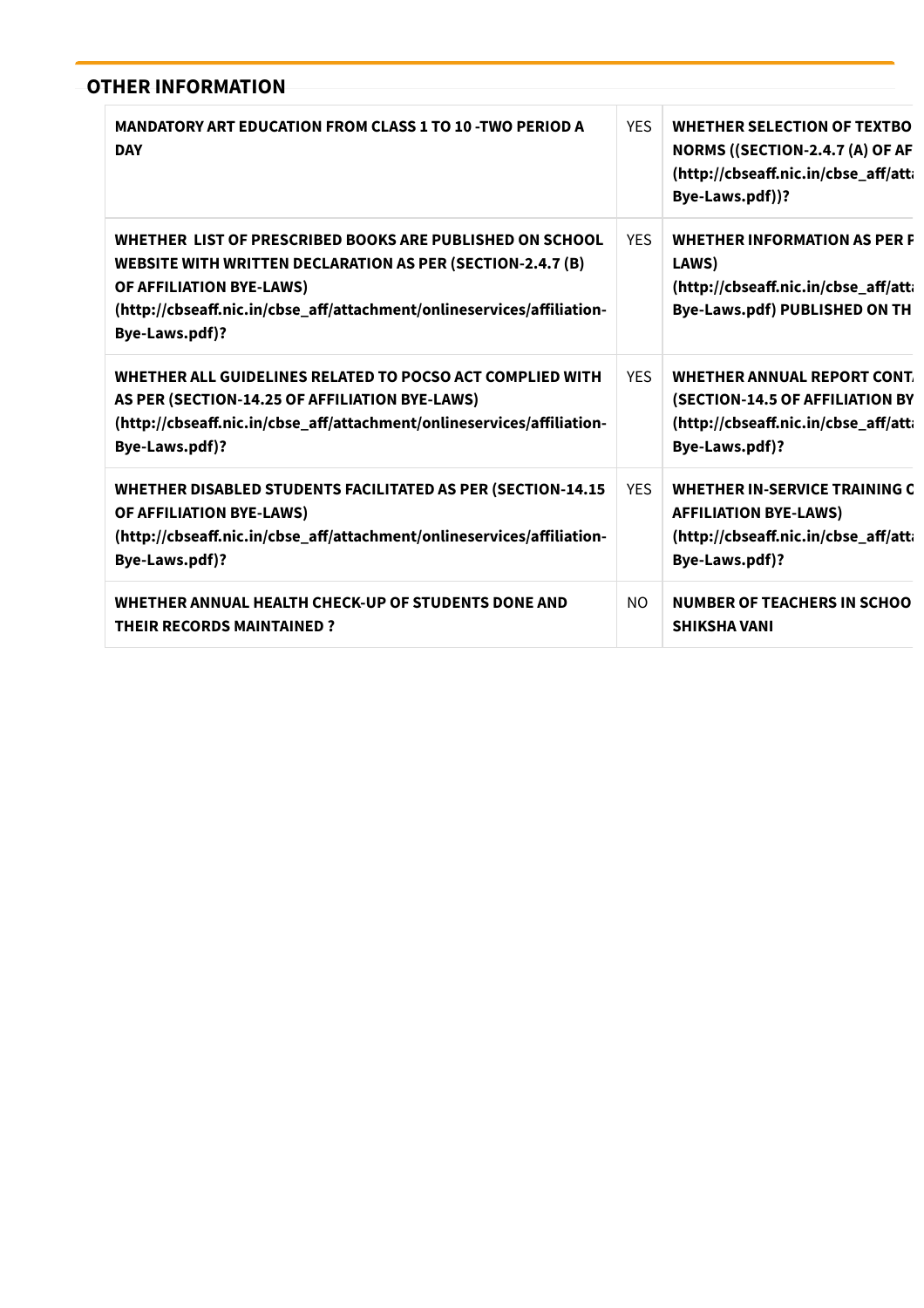## OTHER INFORMATION

| | | |
|---|---|---|
| MANDATORY ART EDUCATION FROM CLASS 1 TO 10 -TWO PERIOD A DAY | YES | WHETHER SELECTION OF TEXTBO NORMS ((SECTION-2.4.7 (A) OF AF (http://cbseaff.nic.in/cbse_aff/atta Bye-Laws.pdf))? |
| WHETHER LIST OF PRESCRIBED BOOKS ARE PUBLISHED ON SCHOOL WEBSITE WITH WRITTEN DECLARATION AS PER (SECTION-2.4.7 (B) OF AFFILIATION BYE-LAWS) (http://cbseaff.nic.in/cbse_aff/attachment/onlineservices/affiliation-Bye-Laws.pdf)? | YES | WHETHER INFORMATION AS PER F LAWS) (http://cbseaff.nic.in/cbse_aff/atta Bye-Laws.pdf) PUBLISHED ON TH |
| WHETHER ALL GUIDELINES RELATED TO POCSO ACT COMPLIED WITH AS PER (SECTION-14.25 OF AFFILIATION BYE-LAWS) (http://cbseaff.nic.in/cbse_aff/attachment/onlineservices/affiliation-Bye-Laws.pdf)? | YES | WHETHER ANNUAL REPORT CONT (SECTION-14.5 OF AFFILIATION BY (http://cbseaff.nic.in/cbse_aff/atta Bye-Laws.pdf)? |
| WHETHER DISABLED STUDENTS FACILITATED AS PER (SECTION-14.15 OF AFFILIATION BYE-LAWS) (http://cbseaff.nic.in/cbse_aff/attachment/onlineservices/affiliation-Bye-Laws.pdf)? | YES | WHETHER IN-SERVICE TRAINING O AFFILIATION BYE-LAWS) (http://cbseaff.nic.in/cbse_aff/atta Bye-Laws.pdf)? |
| WHETHER ANNUAL HEALTH CHECK-UP OF STUDENTS DONE AND THEIR RECORDS MAINTAINED ? | NO | NUMBER OF TEACHERS IN SCHOO SHIKSHA VANI |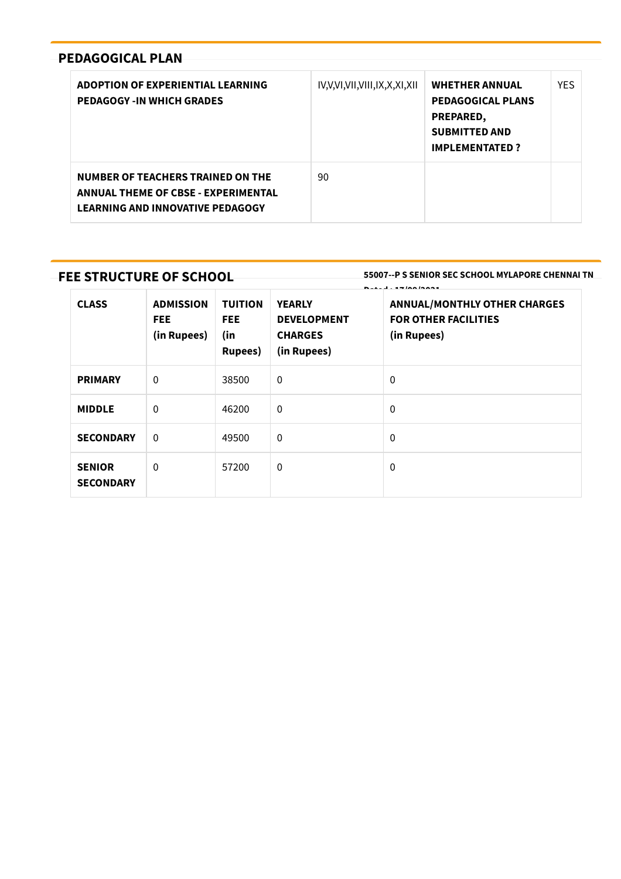## PEDAGOGICAL PLAN

| | | | |
|---|---|---|---|
| **ADOPTION OF EXPERIENTIAL LEARNING PEDAGOGY -IN WHICH GRADES** | IV,V,VI,VII,VIII,IX,X,XI,XII | **WHETHER ANNUAL PEDAGOGICAL PLANS PREPARED, SUBMITTED AND IMPLEMENTATED ?** | YES |
| **NUMBER OF TEACHERS TRAINED ON THE ANNUAL THEME OF CBSE - EXPERIMENTAL LEARNING AND INNOVATIVE PEDAGOGY** | 90 | | |

## FEE STRUCTURE OF SCHOOL

| CLASS | ADMISSION FEE (in Rupees) | TUITION FEE (in Rupees) | YEARLY DEVELOPMENT CHARGES (in Rupees) | ANNUAL/MONTHLY OTHER CHARGES FOR OTHER FACILITIES (in Rupees) |
|---|---|---|---|---|
| **PRIMARY** | 0 | 38500 | 0 | 0 |
| **MIDDLE** | 0 | 46200 | 0 | 0 |
| **SECONDARY** | 0 | 49500 | 0 | 0 |
| **SENIOR SECONDARY** | 0 | 57200 | 0 | 0 |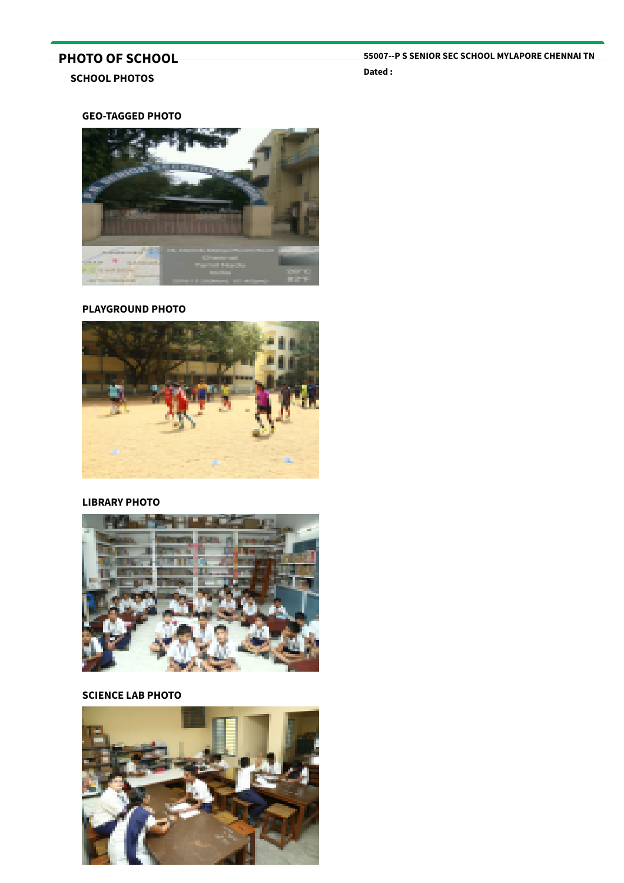## PHOTO OF SCHOOL

55007--P S SENIOR SEC SCHOOL MYLAPORE CHENNAI TN

Dated :

### SCHOOL PHOTOS

#### GEO-TAGGED PHOTO

#### PLAYGROUND PHOTO

#### LIBRARY PHOTO

#### SCIENCE LAB PHOTO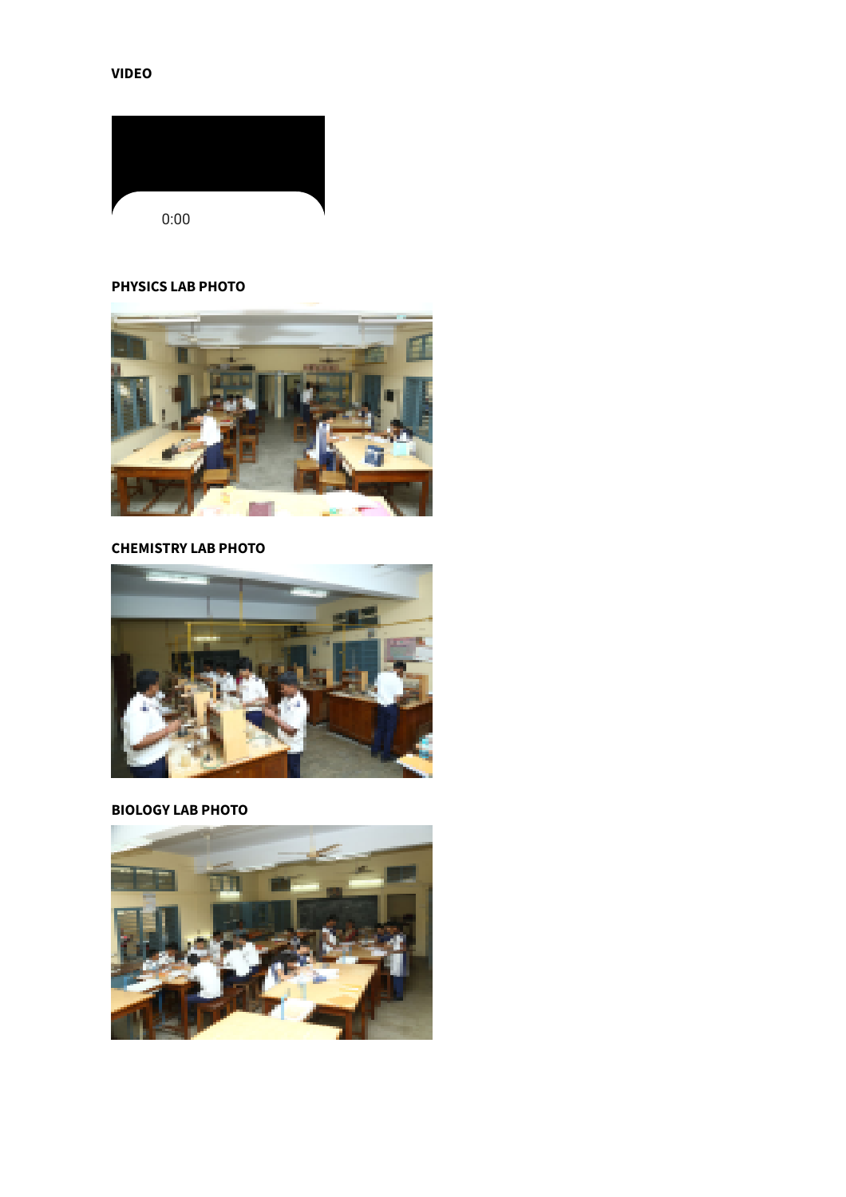**VIDEO**

0:00

**PHYSICS LAB PHOTO**

**CHEMISTRY LAB PHOTO**

**BIOLOGY LAB PHOTO**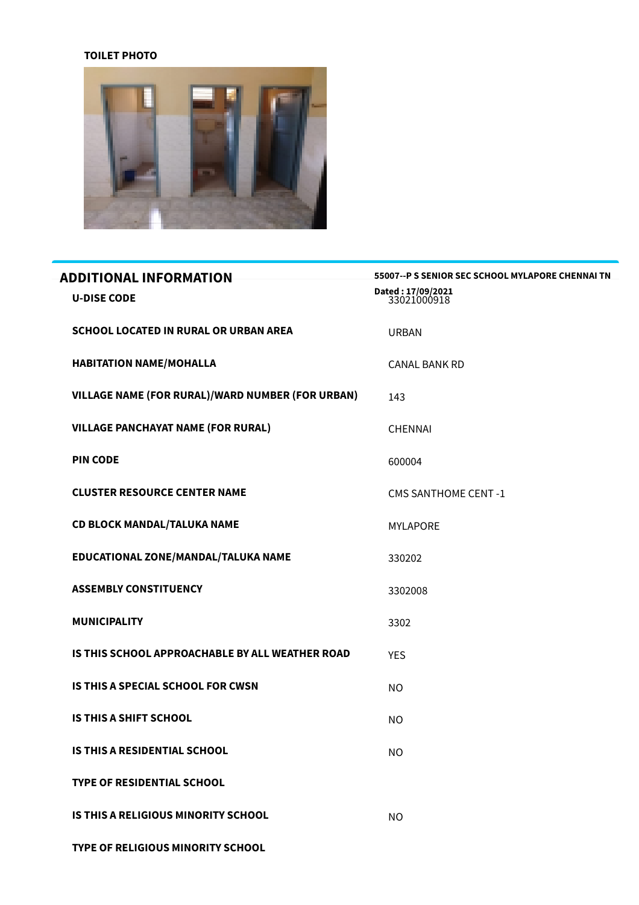**TOILET PHOTO**

## ADDITIONAL INFORMATION

55007--P S SENIOR SEC SCHOOL MYLAPORE CHENNAI TN

Dated : 17/09/2021

| | |
|---|---|
| **U-DISE CODE** | 33021000918 |
| **SCHOOL LOCATED IN RURAL OR URBAN AREA** | URBAN |
| **HABITATION NAME/MOHALLA** | CANAL BANK RD |
| **VILLAGE NAME (FOR RURAL)/WARD NUMBER (FOR URBAN)** | 143 |
| **VILLAGE PANCHAYAT NAME (FOR RURAL)** | CHENNAI |
| **PIN CODE** | 600004 |
| **CLUSTER RESOURCE CENTER NAME** | CMS SANTHOME CENT -1 |
| **CD BLOCK MANDAL/TALUKA NAME** | MYLAPORE |
| **EDUCATIONAL ZONE/MANDAL/TALUKA NAME** | 330202 |
| **ASSEMBLY CONSTITUENCY** | 3302008 |
| **MUNICIPALITY** | 3302 |
| **IS THIS SCHOOL APPROACHABLE BY ALL WEATHER ROAD** | YES |
| **IS THIS A SPECIAL SCHOOL FOR CWSN** | NO |
| **IS THIS A SHIFT SCHOOL** | NO |
| **IS THIS A RESIDENTIAL SCHOOL** | NO |
| **TYPE OF RESIDENTIAL SCHOOL** | |
| **IS THIS A RELIGIOUS MINORITY SCHOOL** | NO |
| **TYPE OF RELIGIOUS MINORITY SCHOOL** | |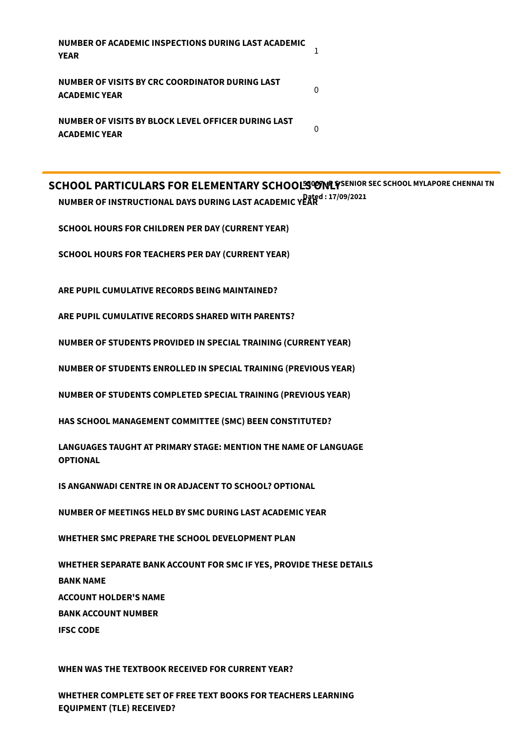| | |
|---|---|
| **NUMBER OF ACADEMIC INSPECTIONS DURING LAST ACADEMIC YEAR** | 1 |
| **NUMBER OF VISITS BY CRC COORDINATOR DURING LAST ACADEMIC YEAR** | 0 |
| **NUMBER OF VISITS BY BLOCK LEVEL OFFICER DURING LAST ACADEMIC YEAR** | 0 |

## SCHOOL PARTICULARS FOR ELEMENTARY SCHOOLS ONLY

**NUMBER OF INSTRUCTIONAL DAYS DURING LAST ACADEMIC YEAR**

**SCHOOL HOURS FOR CHILDREN PER DAY (CURRENT YEAR)**

**SCHOOL HOURS FOR TEACHERS PER DAY (CURRENT YEAR)**

**ARE PUPIL CUMULATIVE RECORDS BEING MAINTAINED?**

**ARE PUPIL CUMULATIVE RECORDS SHARED WITH PARENTS?**

**NUMBER OF STUDENTS PROVIDED IN SPECIAL TRAINING (CURRENT YEAR)**

**NUMBER OF STUDENTS ENROLLED IN SPECIAL TRAINING (PREVIOUS YEAR)**

**NUMBER OF STUDENTS COMPLETED SPECIAL TRAINING (PREVIOUS YEAR)**

**HAS SCHOOL MANAGEMENT COMMITTEE (SMC) BEEN CONSTITUTED?**

**LANGUAGES TAUGHT AT PRIMARY STAGE: MENTION THE NAME OF LANGUAGE OPTIONAL**

**IS ANGANWADI CENTRE IN OR ADJACENT TO SCHOOL? OPTIONAL**

**NUMBER OF MEETINGS HELD BY SMC DURING LAST ACADEMIC YEAR**

**WHETHER SMC PREPARE THE SCHOOL DEVELOPMENT PLAN**

**WHETHER SEPARATE BANK ACCOUNT FOR SMC IF YES, PROVIDE THESE DETAILS**

**BANK NAME**

**ACCOUNT HOLDER'S NAME**

**BANK ACCOUNT NUMBER**

**IFSC CODE**

**WHEN WAS THE TEXTBOOK RECEIVED FOR CURRENT YEAR?**

**WHETHER COMPLETE SET OF FREE TEXT BOOKS FOR TEACHERS LEARNING EQUIPMENT (TLE) RECEIVED?**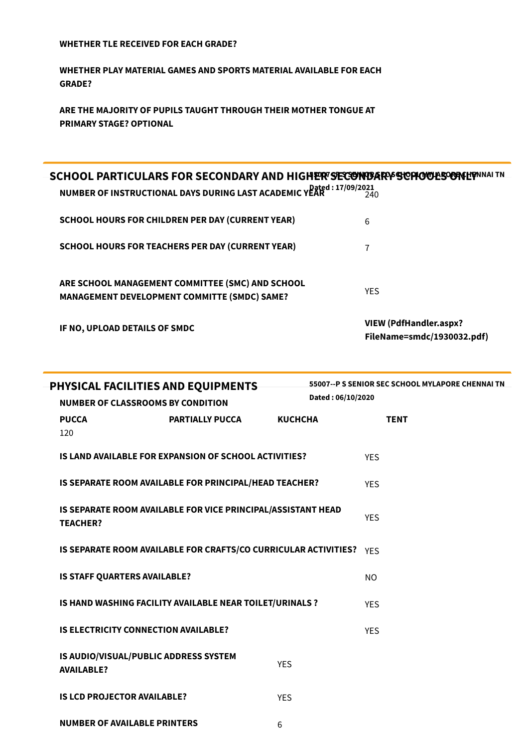**WHETHER TLE RECEIVED FOR EACH GRADE?**

**WHETHER PLAY MATERIAL GAMES AND SPORTS MATERIAL AVAILABLE FOR EACH GRADE?**

**ARE THE MAJORITY OF PUPILS TAUGHT THROUGH THEIR MOTHER TONGUE AT PRIMARY STAGE? OPTIONAL**

## SCHOOL PARTICULARS FOR SECONDARY AND HIGHER SECONDARY SCHOOLS ONLY

**55007--P S SENIOR SEC SCHOOL MYLAPORE CHENNAI TN**
**Dated : 17/09/2021**

| | |
|---|---|
| **NUMBER OF INSTRUCTIONAL DAYS DURING LAST ACADEMIC YEAR** | 240 |
| **SCHOOL HOURS FOR CHILDREN PER DAY (CURRENT YEAR)** | 6 |
| **SCHOOL HOURS FOR TEACHERS PER DAY (CURRENT YEAR)** | 7 |
| **ARE SCHOOL MANAGEMENT COMMITTEE (SMC) AND SCHOOL MANAGEMENT DEVELOPMENT COMMITTE (SMDC) SAME?** | YES |
| **IF NO, UPLOAD DETAILS OF SMDC** | **VIEW (PdfHandler.aspx?FileName=smdc/1930032.pdf)** |

## PHYSICAL FACILITIES AND EQUIPMENTS

**55007--P S SENIOR SEC SCHOOL MYLAPORE CHENNAI TN**
**Dated : 06/10/2020**

**NUMBER OF CLASSROOMS BY CONDITION**

| PUCCA | PARTIALLY PUCCA | KUCHCHA | TENT |
|---|---|---|---|
| 120 | | | |

| | |
|---|---|
| **IS LAND AVAILABLE FOR EXPANSION OF SCHOOL ACTIVITIES?** | YES |
| **IS SEPARATE ROOM AVAILABLE FOR PRINCIPAL/HEAD TEACHER?** | YES |
| **IS SEPARATE ROOM AVAILABLE FOR VICE PRINCIPAL/ASSISTANT HEAD TEACHER?** | YES |
| **IS SEPARATE ROOM AVAILABLE FOR CRAFTS/CO CURRICULAR ACTIVITIES?** | YES |
| **IS STAFF QUARTERS AVAILABLE?** | NO |
| **IS HAND WASHING FACILITY AVAILABLE NEAR TOILET/URINALS ?** | YES |
| **IS ELECTRICITY CONNECTION AVAILABLE?** | YES |
| **IS AUDIO/VISUAL/PUBLIC ADDRESS SYSTEM AVAILABLE?** | YES |
| **IS LCD PROJECTOR AVAILABLE?** | YES |
| **NUMBER OF AVAILABLE PRINTERS** | 6 |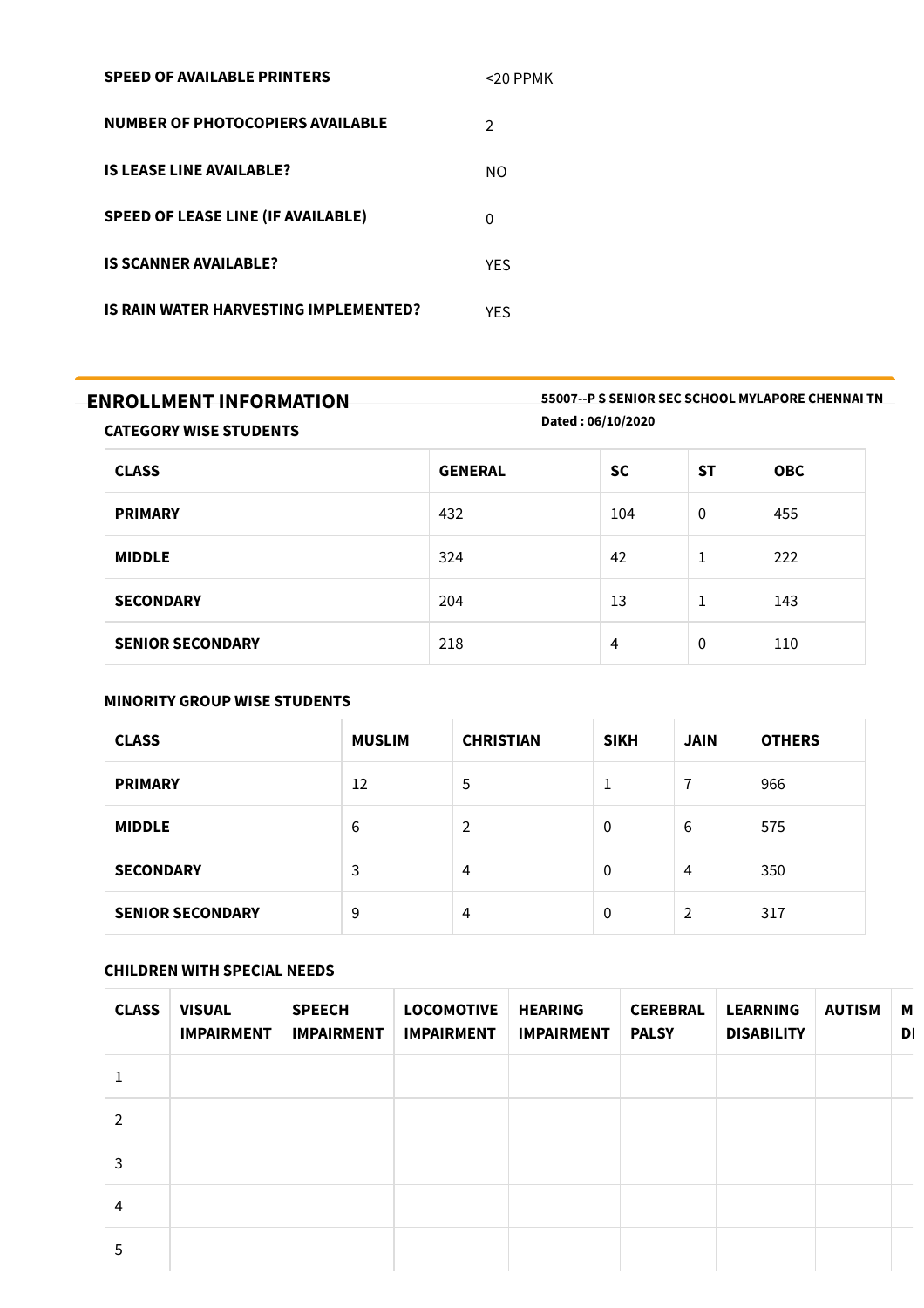| | |
|---|---|
| **SPEED OF AVAILABLE PRINTERS** | <20 PPMK |
| **NUMBER OF PHOTOCOPIERS AVAILABLE** | 2 |
| **IS LEASE LINE AVAILABLE?** | NO |
| **SPEED OF LEASE LINE (IF AVAILABLE)** | 0 |
| **IS SCANNER AVAILABLE?** | YES |
| **IS RAIN WATER HARVESTING IMPLEMENTED?** | YES |

## ENROLLMENT INFORMATION

**55007--P S SENIOR SEC SCHOOL MYLAPORE CHENNAI TN**

**Dated : 06/10/2020**

### CATEGORY WISE STUDENTS

| CLASS | GENERAL | SC | ST | OBC |
|---|---|---|---|---|
| **PRIMARY** | 432 | 104 | 0 | 455 |
| **MIDDLE** | 324 | 42 | 1 | 222 |
| **SECONDARY** | 204 | 13 | 1 | 143 |
| **SENIOR SECONDARY** | 218 | 4 | 0 | 110 |

### MINORITY GROUP WISE STUDENTS

| CLASS | MUSLIM | CHRISTIAN | SIKH | JAIN | OTHERS |
|---|---|---|---|---|---|
| **PRIMARY** | 12 | 5 | 1 | 7 | 966 |
| **MIDDLE** | 6 | 2 | 0 | 6 | 575 |
| **SECONDARY** | 3 | 4 | 0 | 4 | 350 |
| **SENIOR SECONDARY** | 9 | 4 | 0 | 2 | 317 |

### CHILDREN WITH SPECIAL NEEDS

| CLASS | VISUAL IMPAIRMENT | SPEECH IMPAIRMENT | LOCOMOTIVE IMPAIRMENT | HEARING IMPAIRMENT | CEREBRAL PALSY | LEARNING DISABILITY | AUTISM | M D |
|---|---|---|---|---|---|---|---|---|
| 1 | | | | | | | | |
| 2 | | | | | | | | |
| 3 | | | | | | | | |
| 4 | | | | | | | | |
| 5 | | | | | | | | |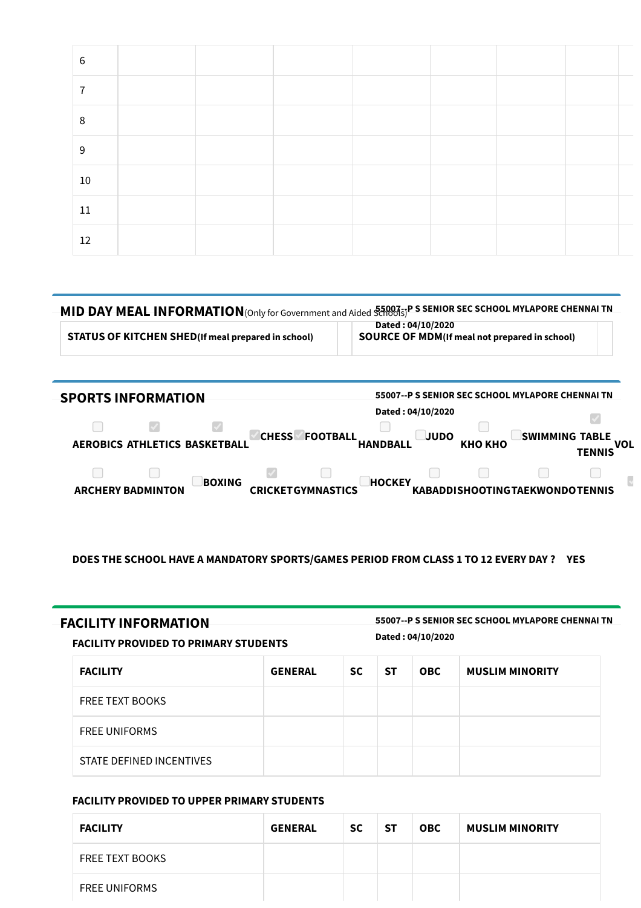| | | | | | | | | |
|---|---|---|---|---|---|---|---|---|
| 6 | | | | | | | | |
| 7 | | | | | | | | |
| 8 | | | | | | | | |
| 9 | | | | | | | | |
| 10 | | | | | | | | |
| 11 | | | | | | | | |
| 12 | | | | | | | | |

## MID DAY MEAL INFORMATION (Only for Government and Aided Schools)

**55007--P S SENIOR SEC SCHOOL MYLAPORE CHENNAI TN**
**Dated : 04/10/2020**

| STATUS OF KITCHEN SHED(If meal prepared in school) | | SOURCE OF MDM(If meal not prepared in school) | |
|---|---|---|---|

## SPORTS INFORMATION

**55007--P S SENIOR SEC SCHOOL MYLAPORE CHENNAI TN**
**Dated : 04/10/2020**

- [ ] AEROBICS
- [x] ATHLETICS
- [x] BASKETBALL
- [x] CHESS
- [x] FOOTBALL
- [ ] HANDBALL
- [ ] JUDO
- [ ] KHO KHO
- [ ] SWIMMING
- [x] TABLE TENNIS
- VOL
- [ ] ARCHERY
- [ ] BADMINTON
- [ ] BOXING
- [x] CRICKET
- [ ] GYMNASTICS
- [ ] HOCKEY
- [ ] KABADDI
- [ ] SHOOTING
- [ ] TAEKWONDO
- [ ] TENNIS

**DOES THE SCHOOL HAVE A MANDATORY SPORTS/GAMES PERIOD FROM CLASS 1 TO 12 EVERY DAY ? YES**

## FACILITY INFORMATION

**55007--P S SENIOR SEC SCHOOL MYLAPORE CHENNAI TN**
**Dated : 04/10/2020**

### FACILITY PROVIDED TO PRIMARY STUDENTS

| FACILITY | GENERAL | SC | ST | OBC | MUSLIM MINORITY |
|---|---|---|---|---|---|
| FREE TEXT BOOKS | | | | | |
| FREE UNIFORMS | | | | | |
| STATE DEFINED INCENTIVES | | | | | |

### FACILITY PROVIDED TO UPPER PRIMARY STUDENTS

| FACILITY | GENERAL | SC | ST | OBC | MUSLIM MINORITY |
|---|---|---|---|---|---|
| FREE TEXT BOOKS | | | | | |
| FREE UNIFORMS | | | | | |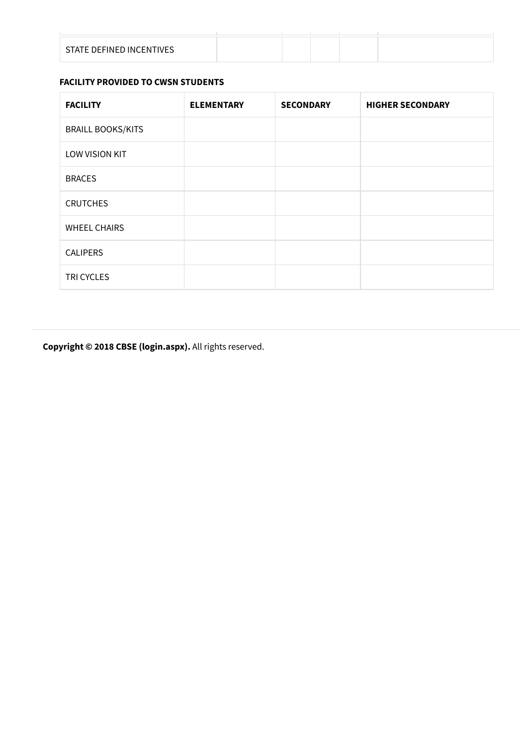| | | | | | |
|---|---|---|---|---|---|
| STATE DEFINED INCENTIVES | | | | | |

**FACILITY PROVIDED TO CWSN STUDENTS**

| FACILITY | ELEMENTARY | SECONDARY | HIGHER SECONDARY |
|---|---|---|---|
| BRAILL BOOKS/KITS | | | |
| LOW VISION KIT | | | |
| BRACES | | | |
| CRUTCHES | | | |
| WHEEL CHAIRS | | | |
| CALIPERS | | | |
| TRI CYCLES | | | |

**Copyright © 2018 CBSE (login.aspx).** All rights reserved.